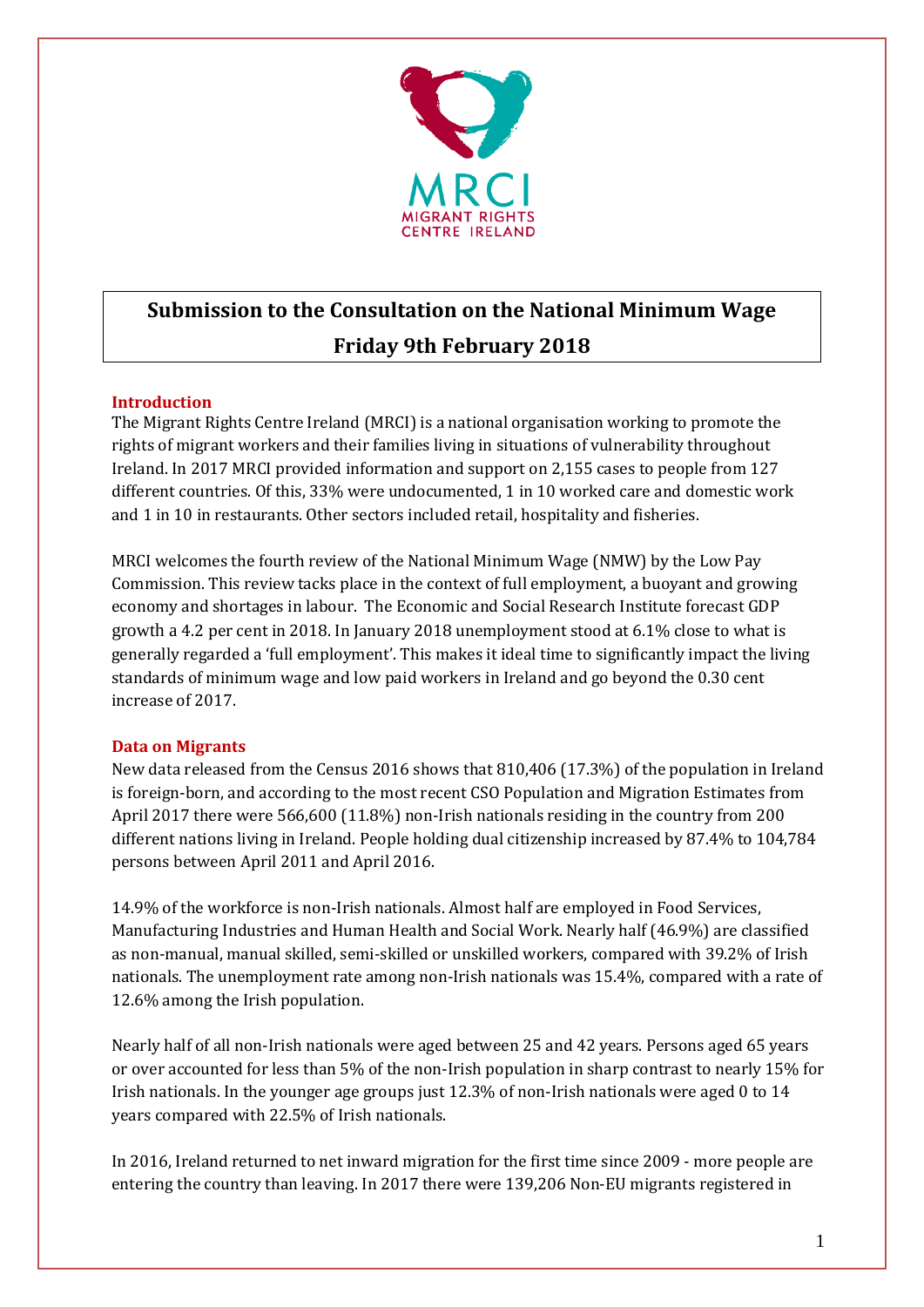MRCI
MIGRANT RIGHTS
CENTRE IRELAND

# Submission to the Consultation on the National Minimum Wage
# Friday 9th February 2018

## Introduction

The Migrant Rights Centre Ireland (MRCI) is a national organisation working to promote the rights of migrant workers and their families living in situations of vulnerability throughout Ireland. In 2017 MRCI provided information and support on 2,155 cases to people from 127 different countries. Of this, 33% were undocumented, 1 in 10 worked care and domestic work and 1 in 10 in restaurants. Other sectors included retail, hospitality and fisheries.

MRCI welcomes the fourth review of the National Minimum Wage (NMW) by the Low Pay Commission. This review tacks place in the context of full employment, a buoyant and growing economy and shortages in labour. The Economic and Social Research Institute forecast GDP growth a 4.2 per cent in 2018. In January 2018 unemployment stood at 6.1% close to what is generally regarded a 'full employment'. This makes it ideal time to significantly impact the living standards of minimum wage and low paid workers in Ireland and go beyond the 0.30 cent increase of 2017.

## Data on Migrants

New data released from the Census 2016 shows that 810,406 (17.3%) of the population in Ireland is foreign-born, and according to the most recent CSO Population and Migration Estimates from April 2017 there were 566,600 (11.8%) non-Irish nationals residing in the country from 200 different nations living in Ireland. People holding dual citizenship increased by 87.4% to 104,784 persons between April 2011 and April 2016.

14.9% of the workforce is non-Irish nationals. Almost half are employed in Food Services, Manufacturing Industries and Human Health and Social Work. Nearly half (46.9%) are classified as non-manual, manual skilled, semi-skilled or unskilled workers, compared with 39.2% of Irish nationals. The unemployment rate among non-Irish nationals was 15.4%, compared with a rate of 12.6% among the Irish population.

Nearly half of all non-Irish nationals were aged between 25 and 42 years. Persons aged 65 years or over accounted for less than 5% of the non-Irish population in sharp contrast to nearly 15% for Irish nationals. In the younger age groups just 12.3% of non-Irish nationals were aged 0 to 14 years compared with 22.5% of Irish nationals.

In 2016, Ireland returned to net inward migration for the first time since 2009 - more people are entering the country than leaving. In 2017 there were 139,206 Non-EU migrants registered in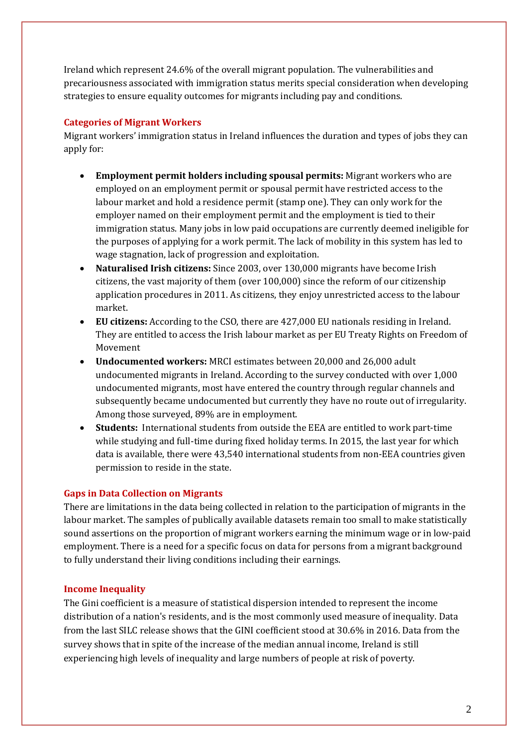Ireland which represent 24.6% of the overall migrant population. The vulnerabilities and precariousness associated with immigration status merits special consideration when developing strategies to ensure equality outcomes for migrants including pay and conditions.

## Categories of Migrant Workers

Migrant workers' immigration status in Ireland influences the duration and types of jobs they can apply for:

- **Employment permit holders including spousal permits:** Migrant workers who are employed on an employment permit or spousal permit have restricted access to the labour market and hold a residence permit (stamp one). They can only work for the employer named on their employment permit and the employment is tied to their immigration status. Many jobs in low paid occupations are currently deemed ineligible for the purposes of applying for a work permit. The lack of mobility in this system has led to wage stagnation, lack of progression and exploitation.
- **Naturalised Irish citizens:** Since 2003, over 130,000 migrants have become Irish citizens, the vast majority of them (over 100,000) since the reform of our citizenship application procedures in 2011. As citizens, they enjoy unrestricted access to the labour market.
- **EU citizens:** According to the CSO, there are 427,000 EU nationals residing in Ireland. They are entitled to access the Irish labour market as per EU Treaty Rights on Freedom of Movement
- **Undocumented workers:** MRCI estimates between 20,000 and 26,000 adult undocumented migrants in Ireland. According to the survey conducted with over 1,000 undocumented migrants, most have entered the country through regular channels and subsequently became undocumented but currently they have no route out of irregularity. Among those surveyed, 89% are in employment.
- **Students:** International students from outside the EEA are entitled to work part-time while studying and full-time during fixed holiday terms. In 2015, the last year for which data is available, there were 43,540 international students from non-EEA countries given permission to reside in the state.

## Gaps in Data Collection on Migrants

There are limitations in the data being collected in relation to the participation of migrants in the labour market. The samples of publically available datasets remain too small to make statistically sound assertions on the proportion of migrant workers earning the minimum wage or in low-paid employment. There is a need for a specific focus on data for persons from a migrant background to fully understand their living conditions including their earnings.

## Income Inequality

The Gini coefficient is a measure of statistical dispersion intended to represent the income distribution of a nation's residents, and is the most commonly used measure of inequality. Data from the last SILC release shows that the GINI coefficient stood at 30.6% in 2016. Data from the survey shows that in spite of the increase of the median annual income, Ireland is still experiencing high levels of inequality and large numbers of people at risk of poverty.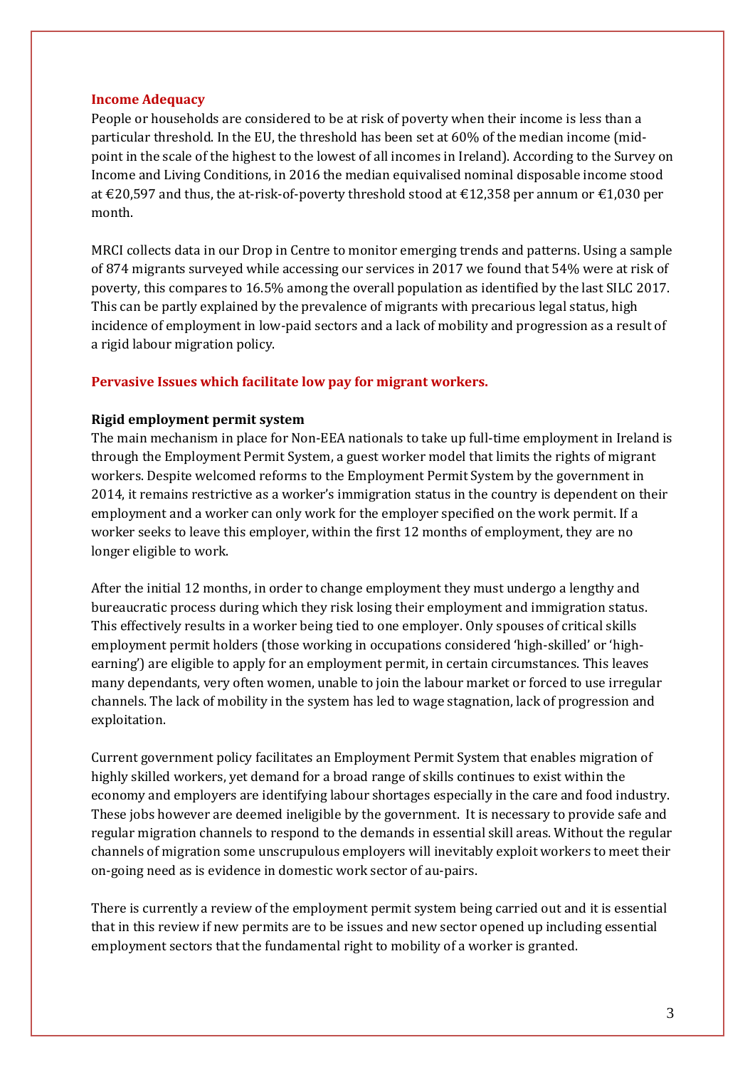## Income Adequacy

People or households are considered to be at risk of poverty when their income is less than a particular threshold. In the EU, the threshold has been set at 60% of the median income (mid-point in the scale of the highest to the lowest of all incomes in Ireland). According to the Survey on Income and Living Conditions, in 2016 the median equivalised nominal disposable income stood at €20,597 and thus, the at-risk-of-poverty threshold stood at €12,358 per annum or €1,030 per month.

MRCI collects data in our Drop in Centre to monitor emerging trends and patterns. Using a sample of 874 migrants surveyed while accessing our services in 2017 we found that 54% were at risk of poverty, this compares to 16.5% among the overall population as identified by the last SILC 2017. This can be partly explained by the prevalence of migrants with precarious legal status, high incidence of employment in low-paid sectors and a lack of mobility and progression as a result of a rigid labour migration policy.

## Pervasive Issues which facilitate low pay for migrant workers.

### Rigid employment permit system

The main mechanism in place for Non-EEA nationals to take up full-time employment in Ireland is through the Employment Permit System, a guest worker model that limits the rights of migrant workers. Despite welcomed reforms to the Employment Permit System by the government in 2014, it remains restrictive as a worker's immigration status in the country is dependent on their employment and a worker can only work for the employer specified on the work permit. If a worker seeks to leave this employer, within the first 12 months of employment, they are no longer eligible to work.

After the initial 12 months, in order to change employment they must undergo a lengthy and bureaucratic process during which they risk losing their employment and immigration status. This effectively results in a worker being tied to one employer. Only spouses of critical skills employment permit holders (those working in occupations considered 'high-skilled' or 'high-earning') are eligible to apply for an employment permit, in certain circumstances. This leaves many dependants, very often women, unable to join the labour market or forced to use irregular channels. The lack of mobility in the system has led to wage stagnation, lack of progression and exploitation.

Current government policy facilitates an Employment Permit System that enables migration of highly skilled workers, yet demand for a broad range of skills continues to exist within the economy and employers are identifying labour shortages especially in the care and food industry. These jobs however are deemed ineligible by the government. It is necessary to provide safe and regular migration channels to respond to the demands in essential skill areas. Without the regular channels of migration some unscrupulous employers will inevitably exploit workers to meet their on-going need as is evidence in domestic work sector of au-pairs.

There is currently a review of the employment permit system being carried out and it is essential that in this review if new permits are to be issues and new sector opened up including essential employment sectors that the fundamental right to mobility of a worker is granted.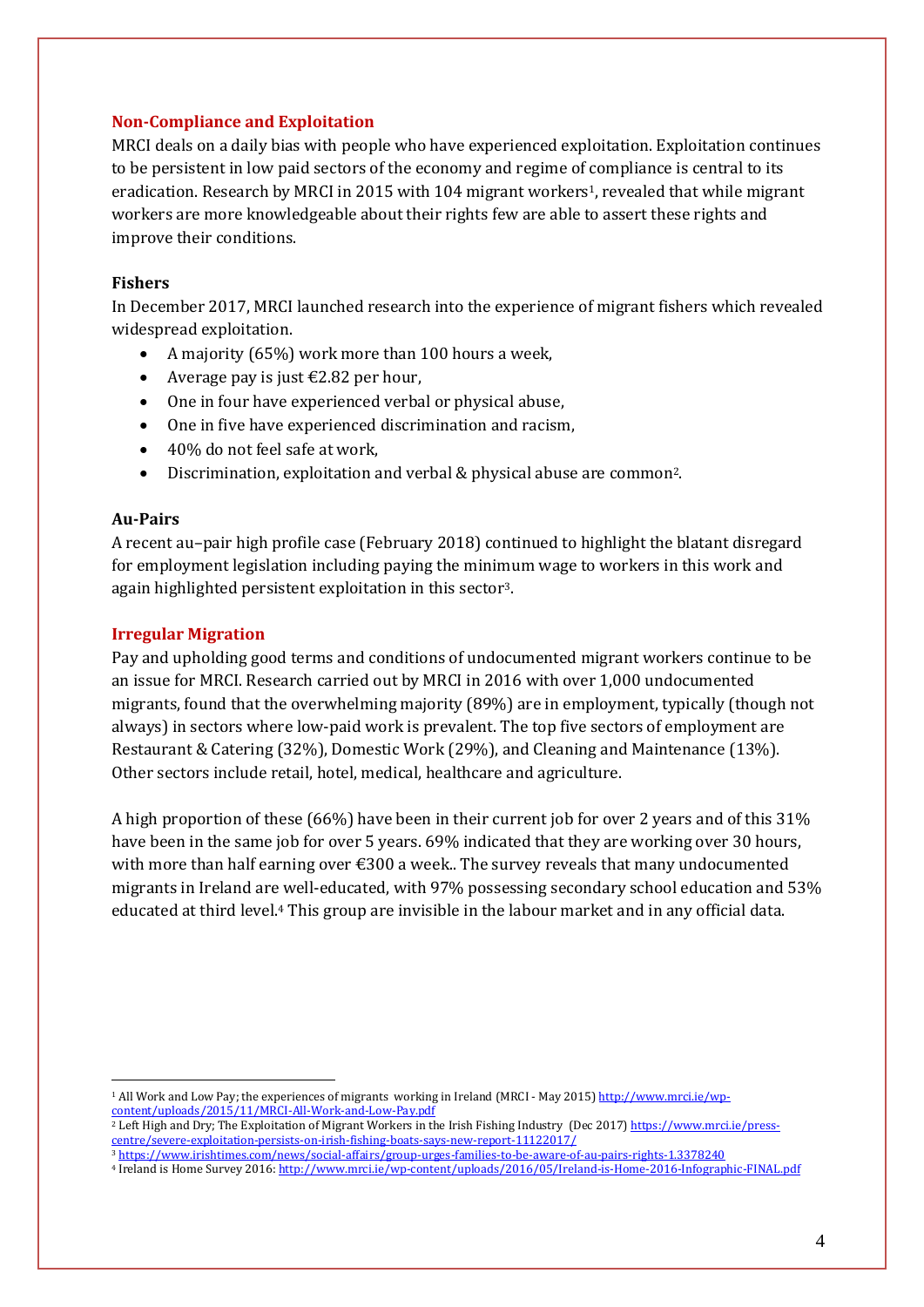## Non-Compliance and Exploitation

MRCI deals on a daily bias with people who have experienced exploitation. Exploitation continues to be persistent in low paid sectors of the economy and regime of compliance is central to its eradication. Research by MRCI in 2015 with 104 migrant workers[1], revealed that while migrant workers are more knowledgeable about their rights few are able to assert these rights and improve their conditions.

### Fishers

In December 2017, MRCI launched research into the experience of migrant fishers which revealed widespread exploitation.

- A majority (65%) work more than 100 hours a week,
- Average pay is just €2.82 per hour,
- One in four have experienced verbal or physical abuse,
- One in five have experienced discrimination and racism,
- 40% do not feel safe at work,
- Discrimination, exploitation and verbal & physical abuse are common[2].

### Au-Pairs

A recent au–pair high profile case (February 2018) continued to highlight the blatant disregard for employment legislation including paying the minimum wage to workers in this work and again highlighted persistent exploitation in this sector[3].

## Irregular Migration

Pay and upholding good terms and conditions of undocumented migrant workers continue to be an issue for MRCI. Research carried out by MRCI in 2016 with over 1,000 undocumented migrants, found that the overwhelming majority (89%) are in employment, typically (though not always) in sectors where low-paid work is prevalent. The top five sectors of employment are Restaurant & Catering (32%), Domestic Work (29%), and Cleaning and Maintenance (13%). Other sectors include retail, hotel, medical, healthcare and agriculture.

A high proportion of these (66%) have been in their current job for over 2 years and of this 31% have been in the same job for over 5 years. 69% indicated that they are working over 30 hours, with more than half earning over €300 a week.. The survey reveals that many undocumented migrants in Ireland are well-educated, with 97% possessing secondary school education and 53% educated at third level.[4] This group are invisible in the labour market and in any official data.

---

[1] All Work and Low Pay; the experiences of migrants working in Ireland (MRCI - May 2015) http://www.mrci.ie/wp-content/uploads/2015/11/MRCI-All-Work-and-Low-Pay.pdf

[2] Left High and Dry; The Exploitation of Migrant Workers in the Irish Fishing Industry (Dec 2017) https://www.mrci.ie/press-centre/severe-exploitation-persists-on-irish-fishing-boats-says-new-report-11122017/

[3] https://www.irishtimes.com/news/social-affairs/group-urges-families-to-be-aware-of-au-pairs-rights-1.3378240

[4] Ireland is Home Survey 2016: http://www.mrci.ie/wp-content/uploads/2016/05/Ireland-is-Home-2016-Infographic-FINAL.pdf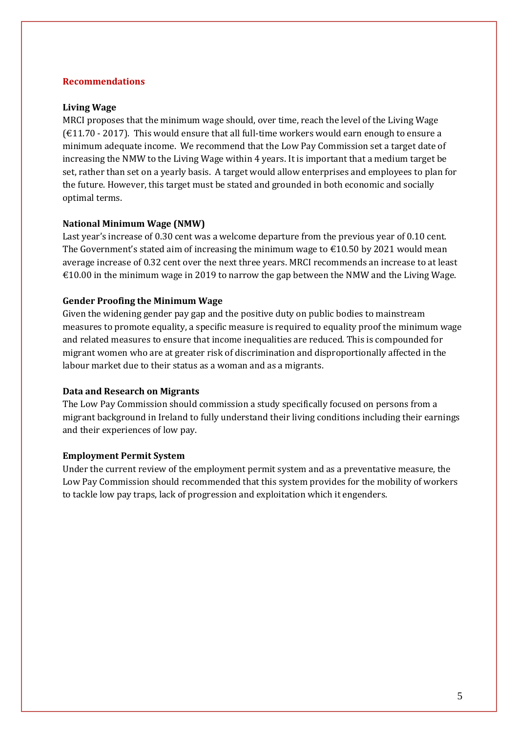## Recommendations

### Living Wage

MRCI proposes that the minimum wage should, over time, reach the level of the Living Wage (€11.70 - 2017). This would ensure that all full-time workers would earn enough to ensure a minimum adequate income. We recommend that the Low Pay Commission set a target date of increasing the NMW to the Living Wage within 4 years. It is important that a medium target be set, rather than set on a yearly basis. A target would allow enterprises and employees to plan for the future. However, this target must be stated and grounded in both economic and socially optimal terms.

### National Minimum Wage (NMW)

Last year's increase of 0.30 cent was a welcome departure from the previous year of 0.10 cent. The Government's stated aim of increasing the minimum wage to €10.50 by 2021 would mean average increase of 0.32 cent over the next three years. MRCI recommends an increase to at least €10.00 in the minimum wage in 2019 to narrow the gap between the NMW and the Living Wage.

### Gender Proofing the Minimum Wage

Given the widening gender pay gap and the positive duty on public bodies to mainstream measures to promote equality, a specific measure is required to equality proof the minimum wage and related measures to ensure that income inequalities are reduced. This is compounded for migrant women who are at greater risk of discrimination and disproportionally affected in the labour market due to their status as a woman and as a migrants.

### Data and Research on Migrants

The Low Pay Commission should commission a study specifically focused on persons from a migrant background in Ireland to fully understand their living conditions including their earnings and their experiences of low pay.

### Employment Permit System

Under the current review of the employment permit system and as a preventative measure, the Low Pay Commission should recommended that this system provides for the mobility of workers to tackle low pay traps, lack of progression and exploitation which it engenders.